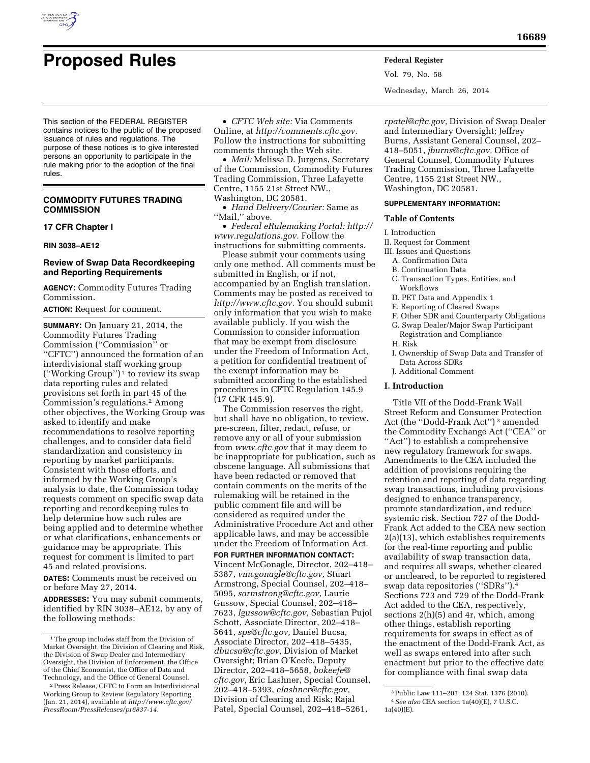# Proposed Rules

This section of the FEDERAL REGISTER contains notices to the public of the proposed issuance of rules and regulations. The purpose of these notices is to give interested persons an opportunity to participate in the rule making prior to the adoption of the final rules.

## COMMODITY FUTURES TRADING COMMISSION

### 17 CFR Chapter I

**RIN 3038–AE12**

### Review of Swap Data Recordkeeping and Reporting Requirements

**AGENCY:** Commodity Futures Trading Commission.

**ACTION:** Request for comment.

**SUMMARY:** On January 21, 2014, the Commodity Futures Trading Commission (''Commission'' or ''CFTC'') announced the formation of an interdivisional staff working group (''Working Group'')[1] to review its swap data reporting rules and related provisions set forth in part 45 of the Commission's regulations.[2] Among other objectives, the Working Group was asked to identify and make recommendations to resolve reporting challenges, and to consider data field standardization and consistency in reporting by market participants. Consistent with those efforts, and informed by the Working Group's analysis to date, the Commission today requests comment on specific swap data reporting and recordkeeping rules to help determine how such rules are being applied and to determine whether or what clarifications, enhancements or guidance may be appropriate. This request for comment is limited to part 45 and related provisions.

**DATES:** Comments must be received on or before May 27, 2014.

**ADDRESSES:** You may submit comments, identified by RIN 3038–AE12, by any of the following methods:

- *CFTC Web site:* Via Comments Online, at *http://comments.cftc.gov.* Follow the instructions for submitting comments through the Web site.
- *Mail:* Melissa D. Jurgens, Secretary of the Commission, Commodity Futures Trading Commission, Three Lafayette Centre, 1155 21st Street NW., Washington, DC 20581.
- *Hand Delivery/Courier:* Same as ''Mail,'' above.
- *Federal eRulemaking Portal: http://www.regulations.gov*. Follow the instructions for submitting comments.

Please submit your comments using only one method. All comments must be submitted in English, or if not, accompanied by an English translation. Comments may be posted as received to *http://www.cftc.gov.* You should submit only information that you wish to make available publicly. If you wish the Commission to consider information that may be exempt from disclosure under the Freedom of Information Act, a petition for confidential treatment of the exempt information may be submitted according to the established procedures in CFTC Regulation 145.9 (17 CFR 145.9).

The Commission reserves the right, but shall have no obligation, to review, pre-screen, filter, redact, refuse, or remove any or all of your submission from *www.cftc.gov* that it may deem to be inappropriate for publication, such as obscene language. All submissions that have been redacted or removed that contain comments on the merits of the rulemaking will be retained in the public comment file and will be considered as required under the Administrative Procedure Act and other applicable laws, and may be accessible under the Freedom of Information Act.

**FOR FURTHER INFORMATION CONTACT:** Vincent McGonagle, Director, 202–418–5387, *vmcgonagle@cftc.gov,* Stuart Armstrong, Special Counsel, 202–418–5095, *sarmstrong@cftc.gov,* Laurie Gussow, Special Counsel, 202–418–7623, *lgussow@cftc.gov,* Sebastian Pujol Schott, Associate Director, 202–418–5641, *sps@cftc.gov,* Daniel Bucsa, Associate Director, 202–418–5435, *dbucsa@cftc.gov,* Division of Market Oversight; Brian O'Keefe, Deputy Director, 202–418–5658, *bokeefe@cftc.gov,* Eric Lashner, Special Counsel, 202–418–5393, *elashner@cftc.gov,* Division of Clearing and Risk; Rajal Patel, Special Counsel, 202–418–5261, *rpatel@cftc.gov,* Division of Swap Dealer and Intermediary Oversight; Jeffrey Burns, Assistant General Counsel, 202–418–5051, *jburns@cftc.gov,* Office of General Counsel, Commodity Futures Trading Commission, Three Lafayette Centre, 1155 21st Street NW., Washington, DC 20581.

**SUPPLEMENTARY INFORMATION:**

### Table of Contents

I. Introduction
II. Request for Comment
III. Issues and Questions
 A. Confirmation Data
 B. Continuation Data
 C. Transaction Types, Entities, and Workflows
 D. PET Data and Appendix 1
 E. Reporting of Cleared Swaps
 F. Other SDR and Counterparty Obligations
 G. Swap Dealer/Major Swap Participant Registration and Compliance
 H. Risk
 I. Ownership of Swap Data and Transfer of Data Across SDRs
 J. Additional Comment

### I. Introduction

Title VII of the Dodd-Frank Wall Street Reform and Consumer Protection Act (the ''Dodd-Frank Act'')[3] amended the Commodity Exchange Act (''CEA'' or ''Act'') to establish a comprehensive new regulatory framework for swaps. Amendments to the CEA included the addition of provisions requiring the retention and reporting of data regarding swap transactions, including provisions designed to enhance transparency, promote standardization, and reduce systemic risk. Section 727 of the Dodd-Frank Act added to the CEA new section 2(a)(13), which establishes requirements for the real-time reporting and public availability of swap transaction data, and requires all swaps, whether cleared or uncleared, to be reported to registered swap data repositories (''SDRs'').[4] Sections 723 and 729 of the Dodd-Frank Act added to the CEA, respectively, sections 2(h)(5) and 4r, which, among other things, establish reporting requirements for swaps in effect as of the enactment of the Dodd-Frank Act, as well as swaps entered into after such enactment but prior to the effective date for compliance with final swap data

---

[1] The group includes staff from the Division of Market Oversight, the Division of Clearing and Risk, the Division of Swap Dealer and Intermediary Oversight, the Division of Enforcement, the Office of the Chief Economist, the Office of Data and Technology, and the Office of General Counsel.

[2] Press Release, CFTC to Form an Interdivisional Working Group to Review Regulatory Reporting (Jan. 21, 2014), available at *http://www.cftc.gov/PressRoom/PressReleases/pr6837-14.*

[3] Public Law 111–203, 124 Stat. 1376 (2010).

[4] *See also* CEA section 1a(40)(E), 7 U.S.C. 1a(40)(E).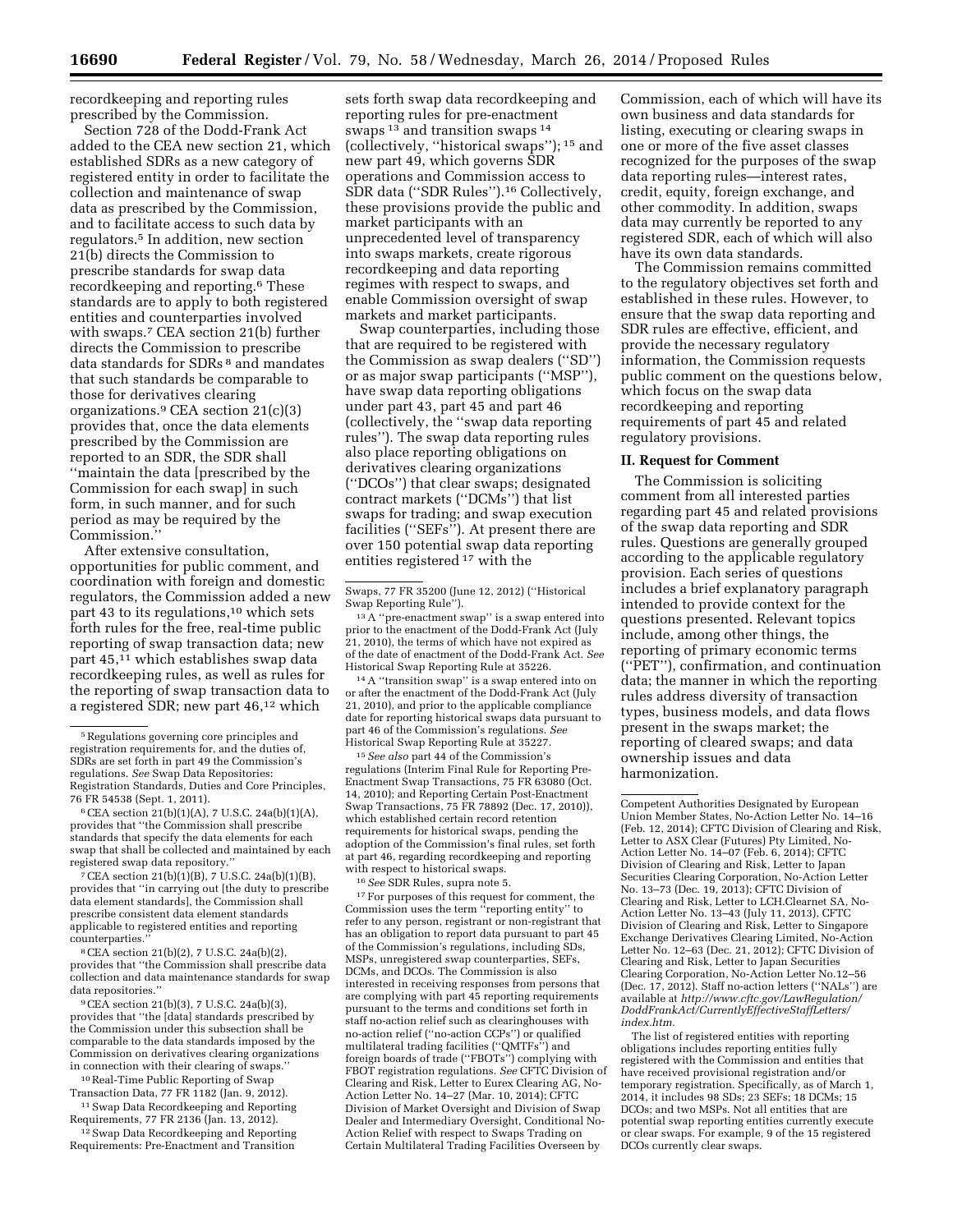recordkeeping and reporting rules prescribed by the Commission.

Section 728 of the Dodd-Frank Act added to the CEA new section 21, which established SDRs as a new category of registered entity in order to facilitate the collection and maintenance of swap data as prescribed by the Commission, and to facilitate access to such data by regulators.[5] In addition, new section 21(b) directs the Commission to prescribe standards for swap data recordkeeping and reporting.[6] These standards are to apply to both registered entities and counterparties involved with swaps.[7] CEA section 21(b) further directs the Commission to prescribe data standards for SDRs [8] and mandates that such standards be comparable to those for derivatives clearing organizations.[9] CEA section 21(c)(3) provides that, once the data elements prescribed by the Commission are reported to an SDR, the SDR shall "maintain the data [prescribed by the Commission for each swap] in such form, in such manner, and for such period as may be required by the Commission."

After extensive consultation, opportunities for public comment, and coordination with foreign and domestic regulators, the Commission added a new part 43 to its regulations,[10] which sets forth rules for the free, real-time public reporting of swap transaction data; new part 45,[11] which establishes swap data recordkeeping rules, as well as rules for the reporting of swap transaction data to a registered SDR; new part 46,[12] which sets forth swap data recordkeeping and reporting rules for pre-enactment swaps [13] and transition swaps [14] (collectively, "historical swaps"); [15] and new part 49, which governs SDR operations and Commission access to SDR data ("SDR Rules").[16] Collectively, these provisions provide the public and market participants with an unprecedented level of transparency into swaps markets, create rigorous recordkeeping and data reporting regimes with respect to swaps, and enable Commission oversight of swap markets and market participants.

Swap counterparties, including those that are required to be registered with the Commission as swap dealers ("SD") or as major swap participants ("MSP"), have swap data reporting obligations under part 43, part 45 and part 46 (collectively, the "swap data reporting rules"). The swap data reporting rules also place reporting obligations on derivatives clearing organizations ("DCOs") that clear swaps; designated contract markets ("DCMs") that list swaps for trading; and swap execution facilities ("SEFs"). At present there are over 150 potential swap data reporting entities registered [17] with the Commission, each of which will have its own business and data standards for listing, executing or clearing swaps in one or more of the five asset classes recognized for the purposes of the swap data reporting rules—interest rates, credit, equity, foreign exchange, and other commodity. In addition, swaps data may currently be reported to any registered SDR, each of which will also have its own data standards.

The Commission remains committed to the regulatory objectives set forth and established in these rules. However, to ensure that the swap data reporting and SDR rules are effective, efficient, and provide the necessary regulatory information, the Commission requests public comment on the questions below, which focus on the swap data recordkeeping and reporting requirements of part 45 and related regulatory provisions.

## II. Request for Comment

The Commission is soliciting comment from all interested parties regarding part 45 and related provisions of the swap data reporting and SDR rules. Questions are generally grouped according to the applicable regulatory provision. Each series of questions includes a brief explanatory paragraph intended to provide context for the questions presented. Relevant topics include, among other things, the reporting of primary economic terms ("PET"), confirmation, and continuation data; the manner in which the reporting rules address diversity of transaction types, business models, and data flows present in the swaps market; the reporting of cleared swaps; and data ownership issues and data harmonization.

---

[5] Regulations governing core principles and registration requirements for, and the duties of, SDRs are set forth in part 49 the Commission's regulations. *See* Swap Data Repositories: Registration Standards, Duties and Core Principles, 76 FR 54538 (Sept. 1, 2011).

[6] CEA section 21(b)(1)(A), 7 U.S.C. 24a(b)(1)(A), provides that "the Commission shall prescribe standards that specify the data elements for each swap that shall be collected and maintained by each registered swap data repository."

[7] CEA section 21(b)(1)(B), 7 U.S.C. 24a(b)(1)(B), provides that "in carrying out [the duty to prescribe data element standards], the Commission shall prescribe consistent data element standards applicable to registered entities and reporting counterparties."

[8] CEA section 21(b)(2), 7 U.S.C. 24a(b)(2), provides that "the Commission shall prescribe data collection and data maintenance standards for swap data repositories."

[9] CEA section 21(b)(3), 7 U.S.C. 24a(b)(3), provides that "the [data] standards prescribed by the Commission under this subsection shall be comparable to the data standards imposed by the Commission on derivatives clearing organizations in connection with their clearing of swaps."

[10] Real-Time Public Reporting of Swap Transaction Data, 77 FR 1182 (Jan. 9, 2012).

[11] Swap Data Recordkeeping and Reporting Requirements, 77 FR 2136 (Jan. 13, 2012).

[12] Swap Data Recordkeeping and Reporting Requirements: Pre-Enactment and Transition Swaps, 77 FR 35200 (June 12, 2012) ("Historical Swap Reporting Rule").

[13] A "pre-enactment swap" is a swap entered into prior to the enactment of the Dodd-Frank Act (July 21, 2010), the terms of which have not expired as of the date of enactment of the Dodd-Frank Act. *See* Historical Swap Reporting Rule at 35226.

[14] A "transition swap" is a swap entered into on or after the enactment of the Dodd-Frank Act (July 21, 2010), and prior to the applicable compliance date for reporting historical swaps data pursuant to part 46 of the Commission's regulations. *See* Historical Swap Reporting Rule at 35227.

[15] *See also* part 44 of the Commission's regulations (Interim Final Rule for Reporting Pre-Enactment Swap Transactions, 75 FR 63080 (Oct. 14, 2010); and Reporting Certain Post-Enactment Swap Transactions, 75 FR 78892 (Dec. 17, 2010)), which established certain record retention requirements for historical swaps, pending the adoption of the Commission's final rules, set forth at part 46, regarding recordkeeping and reporting with respect to historical swaps.

[16] *See* SDR Rules, supra note 5.

[17] For purposes of this request for comment, the Commission uses the term "reporting entity" to refer to any person, registrant or non-registrant that has an obligation to report data pursuant to part 45 of the Commission's regulations, including SDs, MSPs, unregistered swap counterparties, SEFs, DCMs, and DCOs. The Commission is also interested in receiving responses from persons that are complying with part 45 reporting requirements pursuant to the terms and conditions set forth in staff no-action relief such as clearinghouses with no-action relief ("no-action CCPs") or qualified multilateral trading facilities ("QMTFs") and foreign boards of trade ("FBOTs") complying with FBOT registration regulations. *See* CFTC Division of Clearing and Risk, Letter to Eurex Clearing AG, No-Action Letter No. 14–27 (Mar. 10, 2014); CFTC Division of Market Oversight and Division of Swap Dealer and Intermediary Oversight, Conditional No-Action Relief with respect to Swaps Trading on Certain Multilateral Trading Facilities Overseen by Competent Authorities Designated by European Union Member States, No-Action Letter No. 14–16 (Feb. 12, 2014); CFTC Division of Clearing and Risk, Letter to ASX Clear (Futures) Pty Limited, No-Action Letter No. 14–07 (Feb. 6, 2014); CFTC Division of Clearing and Risk, Letter to Japan Securities Clearing Corporation, No-Action Letter No. 13–73 (Dec. 19, 2013); CFTC Division of Clearing and Risk, Letter to LCH.Clearnet SA, No-Action Letter No. 13–43 (July 11, 2013), CFTC Division of Clearing and Risk, Letter to Singapore Exchange Derivatives Clearing Limited, No-Action Letter No. 12–63 (Dec. 21, 2012); CFTC Division of Clearing and Risk, Letter to Japan Securities Clearing Corporation, No-Action Letter No.12–56 (Dec. 17, 2012). Staff no-action letters ("NALs") are available at *http://www.cftc.gov/LawRegulation/DoddFrankAct/CurrentlyEffectiveStaffLetters/index.htm.*

The list of registered entities with reporting obligations includes reporting entities fully registered with the Commission and entities that have received provisional registration and/or temporary registration. Specifically, as of March 1, 2014, it includes 98 SDs; 23 SEFs; 18 DCMs; 15 DCOs; and two MSPs. Not all entities that are potential swap reporting entities currently execute or clear swaps. For example, 9 of the 15 registered DCOs currently clear swaps.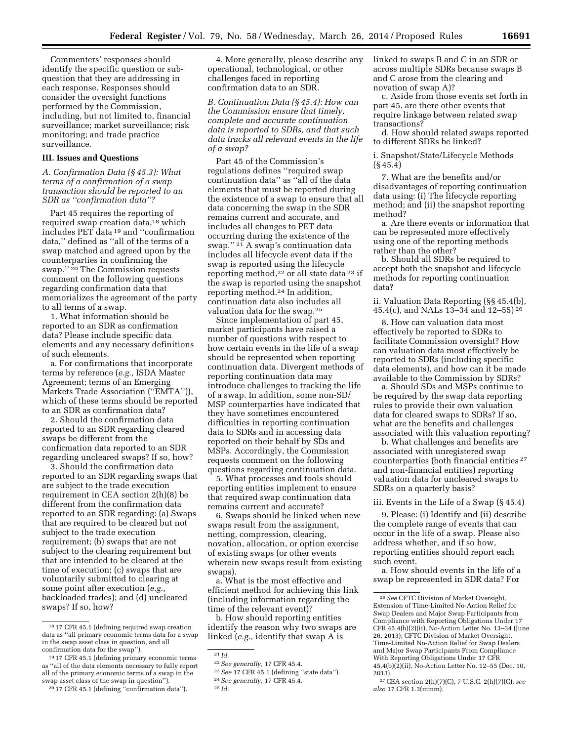Commenters' responses should identify the specific question or sub-question that they are addressing in each response. Responses should consider the oversight functions performed by the Commission, including, but not limited to, financial surveillance; market surveillance; risk monitoring; and trade practice surveillance.

## III. Issues and Questions

*A. Confirmation Data (§ 45.3): What terms of a confirmation of a swap transaction should be reported to an SDR as "confirmation data"?*

Part 45 requires the reporting of required swap creation data,[18] which includes PET data [19] and "confirmation data," defined as "all of the terms of a swap matched and agreed upon by the counterparties in confirming the swap." [20] The Commission requests comment on the following questions regarding confirmation data that memorializes the agreement of the party to all terms of a swap.

1. What information should be reported to an SDR as confirmation data? Please include specific data elements and any necessary definitions of such elements.

a. For confirmations that incorporate terms by reference (*e.g.,* ISDA Master Agreement; terms of an Emerging Markets Trade Association ("EMTA")), which of these terms should be reported to an SDR as confirmation data?

2. Should the confirmation data reported to an SDR regarding cleared swaps be different from the confirmation data reported to an SDR regarding uncleared swaps? If so, how?

3. Should the confirmation data reported to an SDR regarding swaps that are subject to the trade execution requirement in CEA section 2(h)(8) be different from the confirmation data reported to an SDR regarding: (a) Swaps that are required to be cleared but not subject to the trade execution requirement; (b) swaps that are not subject to the clearing requirement but that are intended to be cleared at the time of execution; (c) swaps that are voluntarily submitted to clearing at some point after execution (*e.g.,* backloaded trades); and (d) uncleared swaps? If so, how?

4. More generally, please describe any operational, technological, or other challenges faced in reporting confirmation data to an SDR.

*B. Continuation Data (§ 45.4): How can the Commission ensure that timely, complete and accurate continuation data is reported to SDRs, and that such data tracks all relevant events in the life of a swap?*

Part 45 of the Commission's regulations defines "required swap continuation data" as "all of the data elements that must be reported during the existence of a swap to ensure that all data concerning the swap in the SDR remains current and accurate, and includes all changes to PET data occurring during the existence of the swap." [21] A swap's continuation data includes all lifecycle event data if the swap is reported using the lifecycle reporting method,[22] or all state data [23] if the swap is reported using the snapshot reporting method.[24] In addition, continuation data also includes all valuation data for the swap.[25]

Since implementation of part 45, market participants have raised a number of questions with respect to how certain events in the life of a swap should be represented when reporting continuation data. Divergent methods of reporting continuation data may introduce challenges to tracking the life of a swap. In addition, some non-SD/MSP counterparties have indicated that they have sometimes encountered difficulties in reporting continuation data to SDRs and in accessing data reported on their behalf by SDs and MSPs. Accordingly, the Commission requests comment on the following questions regarding continuation data.

5. What processes and tools should reporting entities implement to ensure that required swap continuation data remains current and accurate?

6. Swaps should be linked when new swaps result from the assignment, netting, compression, clearing, novation, allocation, or option exercise of existing swaps (or other events wherein new swaps result from existing swaps).

a. What is the most effective and efficient method for achieving this link (including information regarding the time of the relevant event)?

b. How should reporting entities identify the reason why two swaps are linked (*e.g.,* identify that swap A is linked to swaps B and C in an SDR or across multiple SDRs because swaps B and C arose from the clearing and novation of swap A)?

c. Aside from those events set forth in part 45, are there other events that require linkage between related swap transactions?

d. How should related swaps reported to different SDRs be linked?

i. Snapshot/State/Lifecycle Methods (§ 45.4)

7. What are the benefits and/or disadvantages of reporting continuation data using: (i) The lifecycle reporting method; and (ii) the snapshot reporting method?

a. Are there events or information that can be represented more effectively using one of the reporting methods rather than the other?

b. Should all SDRs be required to accept both the snapshot and lifecycle methods for reporting continuation data?

ii. Valuation Data Reporting (§§ 45.4(b), 45.4(c), and NALs 13–34 and 12–55) [26]

8. How can valuation data most effectively be reported to SDRs to facilitate Commission oversight? How can valuation data most effectively be reported to SDRs (including specific data elements), and how can it be made available to the Commission by SDRs?

a. Should SDs and MSPs continue to be required by the swap data reporting rules to provide their own valuation data for cleared swaps to SDRs? If so, what are the benefits and challenges associated with this valuation reporting?

b. What challenges and benefits are associated with unregistered swap counterparties (both financial entities [27] and non-financial entities) reporting valuation data for uncleared swaps to SDRs on a quarterly basis?

iii. Events in the Life of a Swap (§ 45.4)

9. Please: (i) Identify and (ii) describe the complete range of events that can occur in the life of a swap. Please also address whether, and if so how, reporting entities should report each such event.

a. How should events in the life of a swap be represented in SDR data? For

---

[18] 17 CFR 45.1 (defining required swap creation data as "all primary economic terms data for a swap in the swap asset class in question, and all confirmation data for the swap").

[19] 17 CFR 45.1 (defining primary economic terms as "all of the data elements necessary to fully report all of the primary economic terms of a swap in the swap asset class of the swap in question").

[20] 17 CFR 45.1 (defining "confirmation data").

[21] *Id.*

[22] *See generally,* 17 CFR 45.4.

[23] *See* 17 CFR 45.1 (defining "state data").

[24] *See generally,* 17 CFR 45.4.

[25] *Id.*

[26] *See* CFTC Division of Market Oversight, Extension of Time-Limited No-Action Relief for Swap Dealers and Major Swap Participants from Compliance with Reporting Obligations Under 17 CFR 45.4(b)(2)(ii), No-Action Letter No. 13–34 (June 26, 2013); CFTC Division of Market Oversight, Time-Limited No-Action Relief for Swap Dealers and Major Swap Participants From Compliance With Reporting Obligations Under 17 CFR 45.4(b)(2)(ii), No-Action Letter No. 12–55 (Dec. 10, 2013).

[27] CEA section 2(h)(7)(C), 7 U.S.C. 2(h)(7)(C); *see also* 17 CFR 1.3(mmm).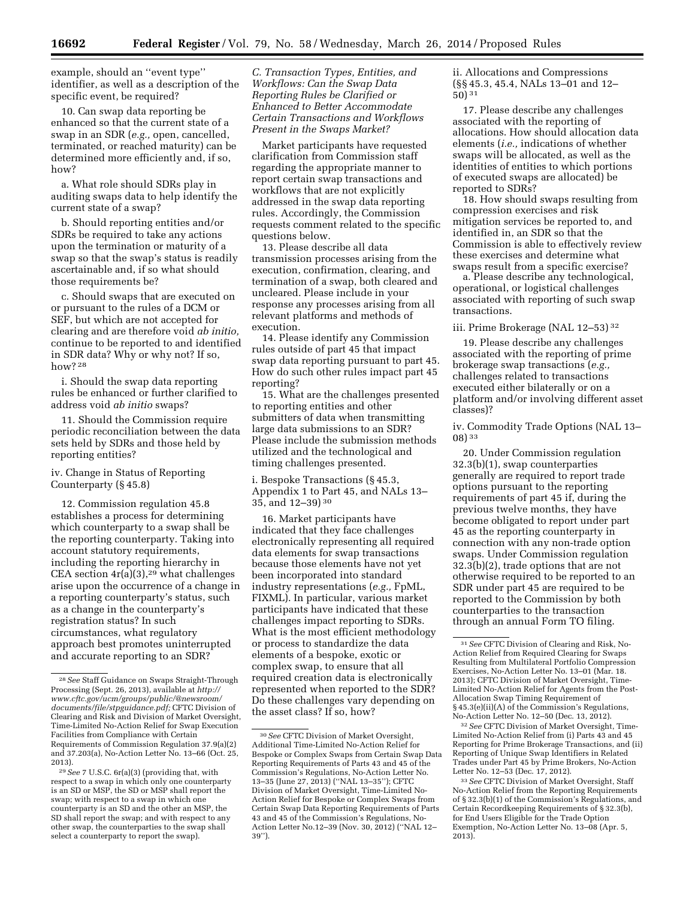example, should an ''event type'' identifier, as well as a description of the specific event, be required?

10. Can swap data reporting be enhanced so that the current state of a swap in an SDR (*e.g.,* open, cancelled, terminated, or reached maturity) can be determined more efficiently and, if so, how?

a. What role should SDRs play in auditing swaps data to help identify the current state of a swap?

b. Should reporting entities and/or SDRs be required to take any actions upon the termination or maturity of a swap so that the swap's status is readily ascertainable and, if so what should those requirements be?

c. Should swaps that are executed on or pursuant to the rules of a DCM or SEF, but which are not accepted for clearing and are therefore void *ab initio,* continue to be reported to and identified in SDR data? Why or why not? If so, how? [28]

i. Should the swap data reporting rules be enhanced or further clarified to address void *ab initio* swaps?

11. Should the Commission require periodic reconciliation between the data sets held by SDRs and those held by reporting entities?

iv. Change in Status of Reporting Counterparty (§ 45.8)

12. Commission regulation 45.8 establishes a process for determining which counterparty to a swap shall be the reporting counterparty. Taking into account statutory requirements, including the reporting hierarchy in CEA section 4r(a)(3),[29] what challenges arise upon the occurrence of a change in a reporting counterparty's status, such as a change in the counterparty's registration status? In such circumstances, what regulatory approach best promotes uninterrupted and accurate reporting to an SDR?

*C. Transaction Types, Entities, and Workflows: Can the Swap Data Reporting Rules be Clarified or Enhanced to Better Accommodate Certain Transactions and Workflows Present in the Swaps Market?*

Market participants have requested clarification from Commission staff regarding the appropriate manner to report certain swap transactions and workflows that are not explicitly addressed in the swap data reporting rules. Accordingly, the Commission requests comment related to the specific questions below.

13. Please describe all data transmission processes arising from the execution, confirmation, clearing, and termination of a swap, both cleared and uncleared. Please include in your response any processes arising from all relevant platforms and methods of execution.

14. Please identify any Commission rules outside of part 45 that impact swap data reporting pursuant to part 45. How do such other rules impact part 45 reporting?

15. What are the challenges presented to reporting entities and other submitters of data when transmitting large data submissions to an SDR? Please include the submission methods utilized and the technological and timing challenges presented.

i. Bespoke Transactions (§ 45.3, Appendix 1 to Part 45, and NALs 13–35, and 12–39) [30]

16. Market participants have indicated that they face challenges electronically representing all required data elements for swap transactions because those elements have not yet been incorporated into standard industry representations (*e.g.,* FpML, FIXML). In particular, various market participants have indicated that these challenges impact reporting to SDRs. What is the most efficient methodology or process to standardize the data elements of a bespoke, exotic or complex swap, to ensure that all required creation data is electronically represented when reported to the SDR? Do these challenges vary depending on the asset class? If so, how?

ii. Allocations and Compressions (§§ 45.3, 45.4, NALs 13–01 and 12–50) [31]

17. Please describe any challenges associated with the reporting of allocations. How should allocation data elements (*i.e.,* indications of whether swaps will be allocated, as well as the identities of entities to which portions of executed swaps are allocated) be reported to SDRs?

18. How should swaps resulting from compression exercises and risk mitigation services be reported to, and identified in, an SDR so that the Commission is able to effectively review these exercises and determine what swaps result from a specific exercise?

a. Please describe any technological, operational, or logistical challenges associated with reporting of such swap transactions.

iii. Prime Brokerage (NAL 12–53) [32]

19. Please describe any challenges associated with the reporting of prime brokerage swap transactions (*e.g.,* challenges related to transactions executed either bilaterally or on a platform and/or involving different asset classes)?

iv. Commodity Trade Options (NAL 13–08) [33]

20. Under Commission regulation 32.3(b)(1), swap counterparties generally are required to report trade options pursuant to the reporting requirements of part 45 if, during the previous twelve months, they have become obligated to report under part 45 as the reporting counterparty in connection with any non-trade option swaps. Under Commission regulation 32.3(b)(2), trade options that are not otherwise required to be reported to an SDR under part 45 are required to be reported to the Commission by both counterparties to the transaction through an annual Form TO filing.

---

[28] *See* Staff Guidance on Swaps Straight-Through Processing (Sept. 26, 2013), available at *http://www.cftc.gov/ucm/groups/public/@newsroom/documents/file/stpguidance.pdf;* CFTC Division of Clearing and Risk and Division of Market Oversight, Time-Limited No-Action Relief for Swap Execution Facilities from Compliance with Certain Requirements of Commission Regulation 37.9(a)(2) and 37.203(a), No-Action Letter No. 13–66 (Oct. 25, 2013).

[29] *See* 7 U.S.C. 6r(a)(3) (providing that, with respect to a swap in which only one counterparty is an SD or MSP, the SD or MSP shall report the swap; with respect to a swap in which one counterparty is an SD and the other an MSP, the SD shall report the swap; and with respect to any other swap, the counterparties to the swap shall select a counterparty to report the swap).

[30] *See* CFTC Division of Market Oversight, Additional Time-Limited No-Action Relief for Bespoke or Complex Swaps from Certain Swap Data Reporting Requirements of Parts 43 and 45 of the Commission's Regulations, No-Action Letter No. 13–35 (June 27, 2013) (''NAL 13–35''); CFTC Division of Market Oversight, Time-Limited No-Action Relief for Bespoke or Complex Swaps from Certain Swap Data Reporting Requirements of Parts 43 and 45 of the Commission's Regulations, No-Action Letter No.12–39 (Nov. 30, 2012) (''NAL 12–39'').

[31] *See* CFTC Division of Clearing and Risk, No-Action Relief from Required Clearing for Swaps Resulting from Multilateral Portfolio Compression Exercises, No-Action Letter No. 13–01 (Mar. 18. 2013); CFTC Division of Market Oversight, Time-Limited No-Action Relief for Agents from the Post-Allocation Swap Timing Requirement of § 45.3(e)(ii)(A) of the Commission's Regulations, No-Action Letter No. 12–50 (Dec. 13, 2012).

[32] *See* CFTC Division of Market Oversight, Time-Limited No-Action Relief from (i) Parts 43 and 45 Reporting for Prime Brokerage Transactions, and (ii) Reporting of Unique Swap Identifiers in Related Trades under Part 45 by Prime Brokers, No-Action Letter No. 12–53 (Dec. 17, 2012).

[33] *See* CFTC Division of Market Oversight, Staff No-Action Relief from the Reporting Requirements of § 32.3(b)(1) of the Commission's Regulations, and Certain Recordkeeping Requirements of § 32.3(b), for End Users Eligible for the Trade Option Exemption, No-Action Letter No. 13–08 (Apr. 5, 2013).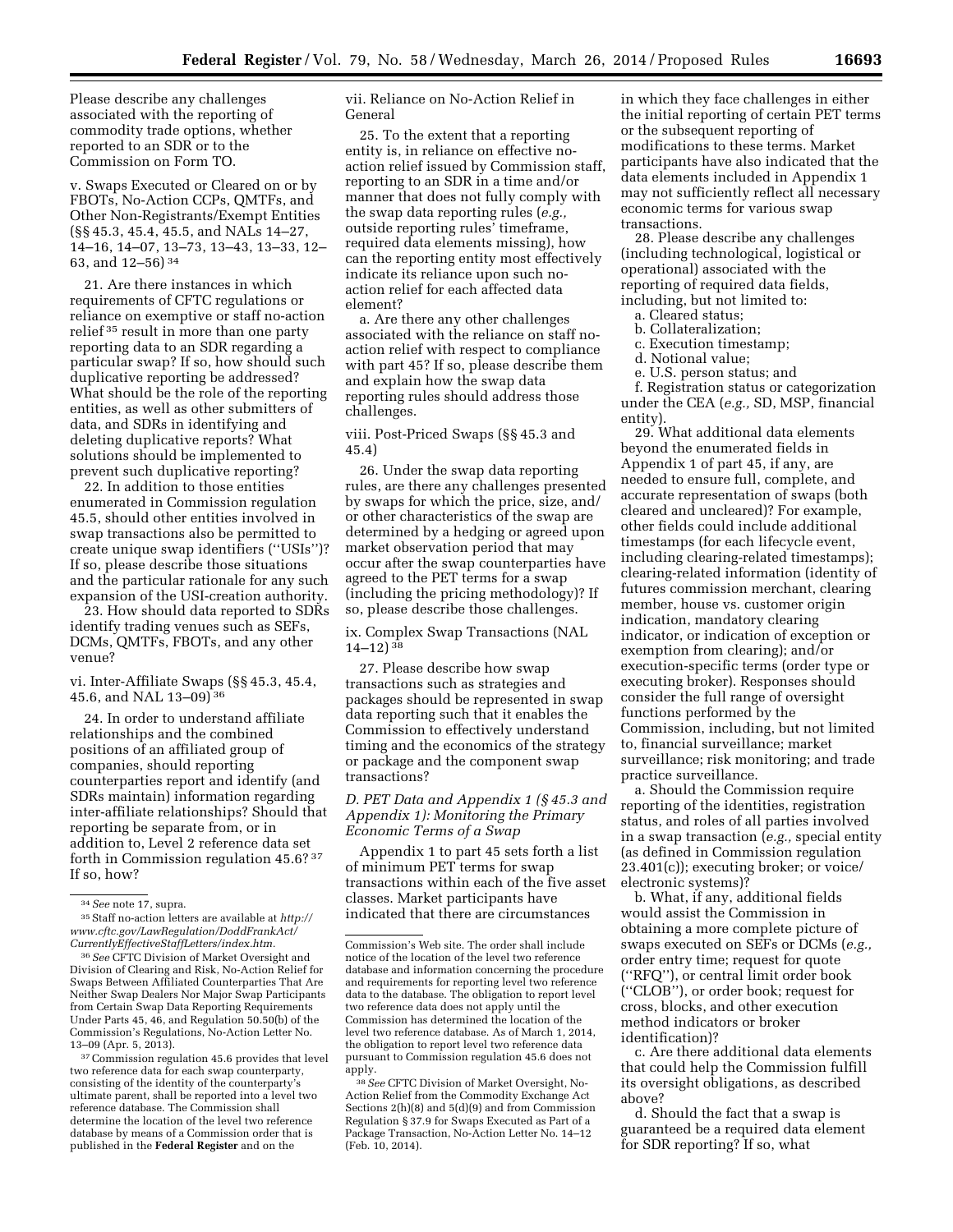Please describe any challenges associated with the reporting of commodity trade options, whether reported to an SDR or to the Commission on Form TO.

v. Swaps Executed or Cleared on or by FBOTs, No-Action CCPs, QMTFs, and Other Non-Registrants/Exempt Entities (§§ 45.3, 45.4, 45.5, and NALs 14–27, 14–16, 14–07, 13–73, 13–43, 13–33, 12–63, and 12–56) [34]

21. Are there instances in which requirements of CFTC regulations or reliance on exemptive or staff no-action relief [35] result in more than one party reporting data to an SDR regarding a particular swap? If so, how should such duplicative reporting be addressed? What should be the role of the reporting entities, as well as other submitters of data, and SDRs in identifying and deleting duplicative reports? What solutions should be implemented to prevent such duplicative reporting?

22. In addition to those entities enumerated in Commission regulation 45.5, should other entities involved in swap transactions also be permitted to create unique swap identifiers (''USIs'')? If so, please describe those situations and the particular rationale for any such expansion of the USI-creation authority.

23. How should data reported to SDRs identify trading venues such as SEFs, DCMs, QMTFs, FBOTs, and any other venue?

vi. Inter-Affiliate Swaps (§§ 45.3, 45.4, 45.6, and NAL 13–09) [36]

24. In order to understand affiliate relationships and the combined positions of an affiliated group of companies, should reporting counterparties report and identify (and SDRs maintain) information regarding inter-affiliate relationships? Should that reporting be separate from, or in addition to, Level 2 reference data set forth in Commission regulation 45.6? [37] If so, how?

vii. Reliance on No-Action Relief in General

25. To the extent that a reporting entity is, in reliance on effective no-action relief issued by Commission staff, reporting to an SDR in a time and/or manner that does not fully comply with the swap data reporting rules (*e.g.,* outside reporting rules' timeframe, required data elements missing), how can the reporting entity most effectively indicate its reliance upon such no-action relief for each affected data element?

a. Are there any other challenges associated with the reliance on staff no-action relief with respect to compliance with part 45? If so, please describe them and explain how the swap data reporting rules should address those challenges.

viii. Post-Priced Swaps (§§ 45.3 and 45.4)

26. Under the swap data reporting rules, are there any challenges presented by swaps for which the price, size, and/or other characteristics of the swap are determined by a hedging or agreed upon market observation period that may occur after the swap counterparties have agreed to the PET terms for a swap (including the pricing methodology)? If so, please describe those challenges.

ix. Complex Swap Transactions (NAL 14–12) [38]

27. Please describe how swap transactions such as strategies and packages should be represented in swap data reporting such that it enables the Commission to effectively understand timing and the economics of the strategy or package and the component swap transactions?

### *D. PET Data and Appendix 1 (§ 45.3 and Appendix 1): Monitoring the Primary Economic Terms of a Swap*

Appendix 1 to part 45 sets forth a list of minimum PET terms for swap transactions within each of the five asset classes. Market participants have indicated that there are circumstances in which they face challenges in either the initial reporting of certain PET terms or the subsequent reporting of modifications to these terms. Market participants have also indicated that the data elements included in Appendix 1 may not sufficiently reflect all necessary economic terms for various swap transactions.

28. Please describe any challenges (including technological, logistical or operational) associated with the reporting of required data fields, including, but not limited to:

a. Cleared status;
b. Collateralization;
c. Execution timestamp;
d. Notional value;
e. U.S. person status; and
f. Registration status or categorization under the CEA (*e.g.,* SD, MSP, financial entity).

29. What additional data elements beyond the enumerated fields in Appendix 1 of part 45, if any, are needed to ensure full, complete, and accurate representation of swaps (both cleared and uncleared)? For example, other fields could include additional timestamps (for each lifecycle event, including clearing-related timestamps); clearing-related information (identity of futures commission merchant, clearing member, house vs. customer origin indication, mandatory clearing indicator, or indication of exception or exemption from clearing); and/or execution-specific terms (order type or executing broker). Responses should consider the full range of oversight functions performed by the Commission, including, but not limited to, financial surveillance; market surveillance; risk monitoring; and trade practice surveillance.

a. Should the Commission require reporting of the identities, registration status, and roles of all parties involved in a swap transaction (*e.g.,* special entity (as defined in Commission regulation 23.401(c)); executing broker; or voice/electronic systems)?

b. What, if any, additional fields would assist the Commission in obtaining a more complete picture of swaps executed on SEFs or DCMs (*e.g.,* order entry time; request for quote (''RFQ''), or central limit order book (''CLOB''), or order book; request for cross, blocks, and other execution method indicators or broker identification)?

c. Are there additional data elements that could help the Commission fulfill its oversight obligations, as described above?

d. Should the fact that a swap is guaranteed be a required data element for SDR reporting? If so, what

---

[34] *See* note 17, supra.

[35] Staff no-action letters are available at *http://www.cftc.gov/LawRegulation/DoddFrankAct/CurrentlyEffectiveStaffLetters/index.htm.*

[36] *See* CFTC Division of Market Oversight and Division of Clearing and Risk, No-Action Relief for Swaps Between Affiliated Counterparties That Are Neither Swap Dealers Nor Major Swap Participants from Certain Swap Data Reporting Requirements Under Parts 45, 46, and Regulation 50.50(b) of the Commission's Regulations, No-Action Letter No. 13–09 (Apr. 5, 2013).

[37] Commission regulation 45.6 provides that level two reference data for each swap counterparty, consisting of the identity of the counterparty's ultimate parent, shall be reported into a level two reference database. The Commission shall determine the location of the level two reference database by means of a Commission order that is published in the **Federal Register** and on the Commission's Web site. The order shall include notice of the location of the level two reference database and information concerning the procedure and requirements for reporting level two reference data to the database. The obligation to report level two reference data does not apply until the Commission has determined the location of the level two reference database. As of March 1, 2014, the obligation to report level two reference data pursuant to Commission regulation 45.6 does not apply.

[38] *See* CFTC Division of Market Oversight, No-Action Relief from the Commodity Exchange Act Sections 2(h)(8) and 5(d)(9) and from Commission Regulation § 37.9 for Swaps Executed as Part of a Package Transaction, No-Action Letter No. 14–12 (Feb. 10, 2014).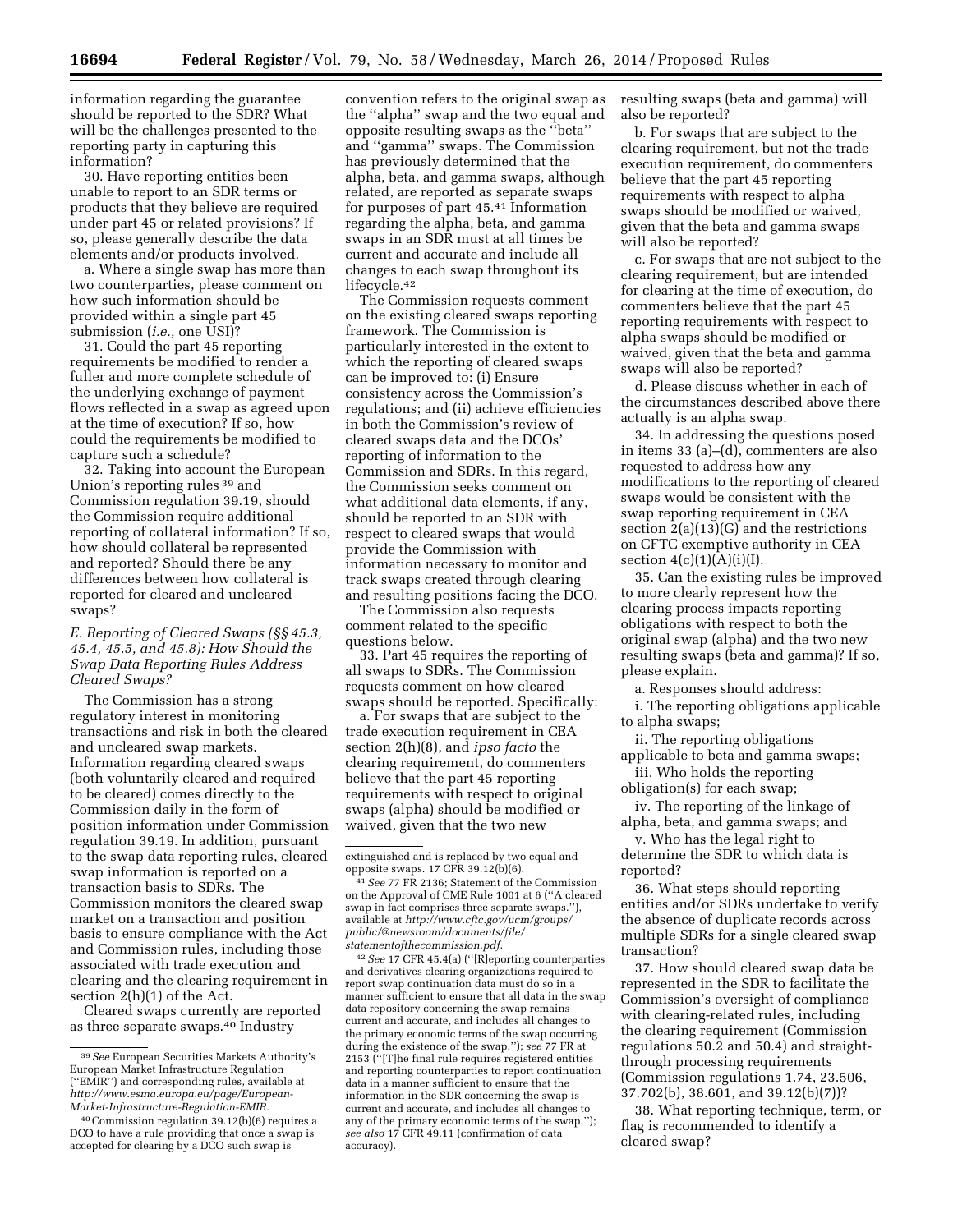information regarding the guarantee should be reported to the SDR? What will be the challenges presented to the reporting party in capturing this information?

30. Have reporting entities been unable to report to an SDR terms or products that they believe are required under part 45 or related provisions? If so, please generally describe the data elements and/or products involved.

a. Where a single swap has more than two counterparties, please comment on how such information should be provided within a single part 45 submission (*i.e.,* one USI)?

31. Could the part 45 reporting requirements be modified to render a fuller and more complete schedule of the underlying exchange of payment flows reflected in a swap as agreed upon at the time of execution? If so, how could the requirements be modified to capture such a schedule?

32. Taking into account the European Union's reporting rules [39] and Commission regulation 39.19, should the Commission require additional reporting of collateral information? If so, how should collateral be represented and reported? Should there be any differences between how collateral is reported for cleared and uncleared swaps?

### *E. Reporting of Cleared Swaps (§§ 45.3, 45.4, 45.5, and 45.8): How Should the Swap Data Reporting Rules Address Cleared Swaps?*

The Commission has a strong regulatory interest in monitoring transactions and risk in both the cleared and uncleared swap markets. Information regarding cleared swaps (both voluntarily cleared and required to be cleared) comes directly to the Commission daily in the form of position information under Commission regulation 39.19. In addition, pursuant to the swap data reporting rules, cleared swap information is reported on a transaction basis to SDRs. The Commission monitors the cleared swap market on a transaction and position basis to ensure compliance with the Act and Commission rules, including those associated with trade execution and clearing and the clearing requirement in section 2(h)(1) of the Act.

Cleared swaps currently are reported as three separate swaps.[40] Industry convention refers to the original swap as the ''alpha'' swap and the two equal and opposite resulting swaps as the ''beta'' and ''gamma'' swaps. The Commission has previously determined that the alpha, beta, and gamma swaps, although related, are reported as separate swaps for purposes of part 45.[41] Information regarding the alpha, beta, and gamma swaps in an SDR must at all times be current and accurate and include all changes to each swap throughout its lifecycle.[42]

The Commission requests comment on the existing cleared swaps reporting framework. The Commission is particularly interested in the extent to which the reporting of cleared swaps can be improved to: (i) Ensure consistency across the Commission's regulations; and (ii) achieve efficiencies in both the Commission's review of cleared swaps data and the DCOs' reporting of information to the Commission and SDRs. In this regard, the Commission seeks comment on what additional data elements, if any, should be reported to an SDR with respect to cleared swaps that would provide the Commission with information necessary to monitor and track swaps created through clearing and resulting positions facing the DCO.

The Commission also requests comment related to the specific questions below.

33. Part 45 requires the reporting of all swaps to SDRs. The Commission requests comment on how cleared swaps should be reported. Specifically:

a. For swaps that are subject to the trade execution requirement in CEA section 2(h)(8), and *ipso facto* the clearing requirement, do commenters believe that the part 45 reporting requirements with respect to original swaps (alpha) should be modified or waived, given that the two new resulting swaps (beta and gamma) will also be reported?

b. For swaps that are subject to the clearing requirement, but not the trade execution requirement, do commenters believe that the part 45 reporting requirements with respect to alpha swaps should be modified or waived, given that the beta and gamma swaps will also be reported?

c. For swaps that are not subject to the clearing requirement, but are intended for clearing at the time of execution, do commenters believe that the part 45 reporting requirements with respect to alpha swaps should be modified or waived, given that the beta and gamma swaps will also be reported?

d. Please discuss whether in each of the circumstances described above there actually is an alpha swap.

34. In addressing the questions posed in items 33 (a)–(d), commenters are also requested to address how any modifications to the reporting of cleared swaps would be consistent with the swap reporting requirement in CEA section 2(a)(13)(G) and the restrictions on CFTC exemptive authority in CEA section 4(c)(1)(A)(i)(I).

35. Can the existing rules be improved to more clearly represent how the clearing process impacts reporting obligations with respect to both the original swap (alpha) and the two new resulting swaps (beta and gamma)? If so, please explain.

a. Responses should address:

i. The reporting obligations applicable to alpha swaps;

ii. The reporting obligations applicable to beta and gamma swaps;

iii. Who holds the reporting obligation(s) for each swap;

iv. The reporting of the linkage of alpha, beta, and gamma swaps; and

v. Who has the legal right to determine the SDR to which data is reported?

36. What steps should reporting entities and/or SDRs undertake to verify the absence of duplicate records across multiple SDRs for a single cleared swap transaction?

37. How should cleared swap data be represented in the SDR to facilitate the Commission's oversight of compliance with clearing-related rules, including the clearing requirement (Commission regulations 50.2 and 50.4) and straight-through processing requirements (Commission regulations 1.74, 23.506, 37.702(b), 38.601, and 39.12(b)(7))?

38. What reporting technique, term, or flag is recommended to identify a cleared swap?

---

[39] *See* European Securities Markets Authority's European Market Infrastructure Regulation (''EMIR'') and corresponding rules, available at *http://www.esma.europa.eu/page/European-Market-Infrastructure-Regulation-EMIR.*

[40] Commission regulation 39.12(b)(6) requires a DCO to have a rule providing that once a swap is accepted for clearing by a DCO such swap is extinguished and is replaced by two equal and opposite swaps. 17 CFR 39.12(b)(6).

[41] *See* 77 FR 2136; Statement of the Commission on the Approval of CME Rule 1001 at 6 (''A cleared swap in fact comprises three separate swaps.''), available at *http://www.cftc.gov/ucm/groups/public/@newsroom/documents/file/statementofthecommission.pdf.*

[42] *See* 17 CFR 45.4(a) (''[R]eporting counterparties and derivatives clearing organizations required to report swap continuation data must do so in a manner sufficient to ensure that all data in the swap data repository concerning the swap remains current and accurate, and includes all changes to the primary economic terms of the swap occurring during the existence of the swap.''); *see* 77 FR at 2153 (''[T]he final rule requires registered entities and reporting counterparties to report continuation data in a manner sufficient to ensure that the information in the SDR concerning the swap is current and accurate, and includes all changes to any of the primary economic terms of the swap.''); *see also* 17 CFR 49.11 (confirmation of data accuracy).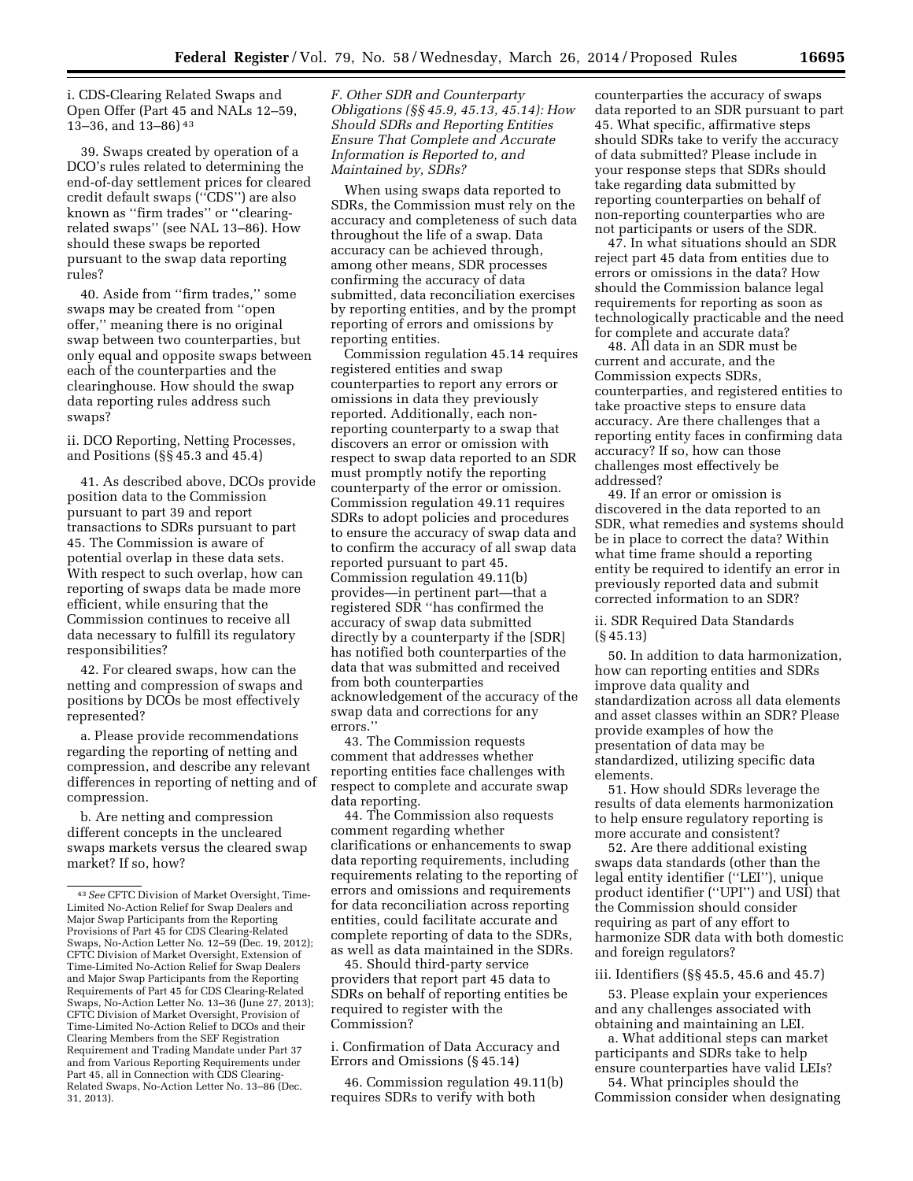i. CDS-Clearing Related Swaps and Open Offer (Part 45 and NALs 12–59, 13–36, and 13–86) [43]

39. Swaps created by operation of a DCO's rules related to determining the end-of-day settlement prices for cleared credit default swaps (''CDS'') are also known as ''firm trades'' or ''clearing-related swaps'' (see NAL 13–86). How should these swaps be reported pursuant to the swap data reporting rules?

40. Aside from ''firm trades,'' some swaps may be created from ''open offer,'' meaning there is no original swap between two counterparties, but only equal and opposite swaps between each of the counterparties and the clearinghouse. How should the swap data reporting rules address such swaps?

ii. DCO Reporting, Netting Processes, and Positions (§§ 45.3 and 45.4)

41. As described above, DCOs provide position data to the Commission pursuant to part 39 and report transactions to SDRs pursuant to part 45. The Commission is aware of potential overlap in these data sets. With respect to such overlap, how can reporting of swaps data be made more efficient, while ensuring that the Commission continues to receive all data necessary to fulfill its regulatory responsibilities?

42. For cleared swaps, how can the netting and compression of swaps and positions by DCOs be most effectively represented?

a. Please provide recommendations regarding the reporting of netting and compression, and describe any relevant differences in reporting of netting and of compression.

b. Are netting and compression different concepts in the uncleared swaps markets versus the cleared swap market? If so, how?

### *F. Other SDR and Counterparty Obligations (§§ 45.9, 45.13, 45.14): How Should SDRs and Reporting Entities Ensure That Complete and Accurate Information is Reported to, and Maintained by, SDRs?*

When using swaps data reported to SDRs, the Commission must rely on the accuracy and completeness of such data throughout the life of a swap. Data accuracy can be achieved through, among other means, SDR processes confirming the accuracy of data submitted, data reconciliation exercises by reporting entities, and by the prompt reporting of errors and omissions by reporting entities.

Commission regulation 45.14 requires registered entities and swap counterparties to report any errors or omissions in data they previously reported. Additionally, each non-reporting counterparty to a swap that discovers an error or omission with respect to swap data reported to an SDR must promptly notify the reporting counterparty of the error or omission. Commission regulation 49.11 requires SDRs to adopt policies and procedures to ensure the accuracy of swap data and to confirm the accuracy of all swap data reported pursuant to part 45. Commission regulation 49.11(b) provides—in pertinent part—that a registered SDR ''has confirmed the accuracy of swap data submitted directly by a counterparty if the [SDR] has notified both counterparties of the data that was submitted and received from both counterparties acknowledgement of the accuracy of the swap data and corrections for any errors.''

43. The Commission requests comment that addresses whether reporting entities face challenges with respect to complete and accurate swap data reporting.

44. The Commission also requests comment regarding whether clarifications or enhancements to swap data reporting requirements, including requirements relating to the reporting of errors and omissions and requirements for data reconciliation across reporting entities, could facilitate accurate and complete reporting of data to the SDRs, as well as data maintained in the SDRs.

45. Should third-party service providers that report part 45 data to SDRs on behalf of reporting entities be required to register with the Commission?

i. Confirmation of Data Accuracy and Errors and Omissions (§ 45.14)

46. Commission regulation 49.11(b) requires SDRs to verify with both counterparties the accuracy of swaps data reported to an SDR pursuant to part 45. What specific, affirmative steps should SDRs take to verify the accuracy of data submitted? Please include in your response steps that SDRs should take regarding data submitted by reporting counterparties on behalf of non-reporting counterparties who are not participants or users of the SDR.

47. In what situations should an SDR reject part 45 data from entities due to errors or omissions in the data? How should the Commission balance legal requirements for reporting as soon as technologically practicable and the need for complete and accurate data?

48. All data in an SDR must be current and accurate, and the Commission expects SDRs, counterparties, and registered entities to take proactive steps to ensure data accuracy. Are there challenges that a reporting entity faces in confirming data accuracy? If so, how can those challenges most effectively be addressed?

49. If an error or omission is discovered in the data reported to an SDR, what remedies and systems should be in place to correct the data? Within what time frame should a reporting entity be required to identify an error in previously reported data and submit corrected information to an SDR?

ii. SDR Required Data Standards (§ 45.13)

50. In addition to data harmonization, how can reporting entities and SDRs improve data quality and standardization across all data elements and asset classes within an SDR? Please provide examples of how the presentation of data may be standardized, utilizing specific data elements.

51. How should SDRs leverage the results of data elements harmonization to help ensure regulatory reporting is more accurate and consistent?

52. Are there additional existing swaps data standards (other than the legal entity identifier (''LEI''), unique product identifier (''UPI'') and USI) that the Commission should consider requiring as part of any effort to harmonize SDR data with both domestic and foreign regulators?

iii. Identifiers (§§ 45.5, 45.6 and 45.7)

53. Please explain your experiences and any challenges associated with obtaining and maintaining an LEI.

a. What additional steps can market participants and SDRs take to help ensure counterparties have valid LEIs?

54. What principles should the Commission consider when designating

---

[43] *See* CFTC Division of Market Oversight, Time-Limited No-Action Relief for Swap Dealers and Major Swap Participants from the Reporting Provisions of Part 45 for CDS Clearing-Related Swaps, No-Action Letter No. 12–59 (Dec. 19, 2012); CFTC Division of Market Oversight, Extension of Time-Limited No-Action Relief for Swap Dealers and Major Swap Participants from the Reporting Requirements of Part 45 for CDS Clearing-Related Swaps, No-Action Letter No. 13–36 (June 27, 2013); CFTC Division of Market Oversight, Provision of Time-Limited No-Action Relief to DCOs and their Clearing Members from the SEF Registration Requirement and Trading Mandate under Part 37 and from Various Reporting Requirements under Part 45, all in Connection with CDS Clearing-Related Swaps, No-Action Letter No. 13–86 (Dec. 31, 2013).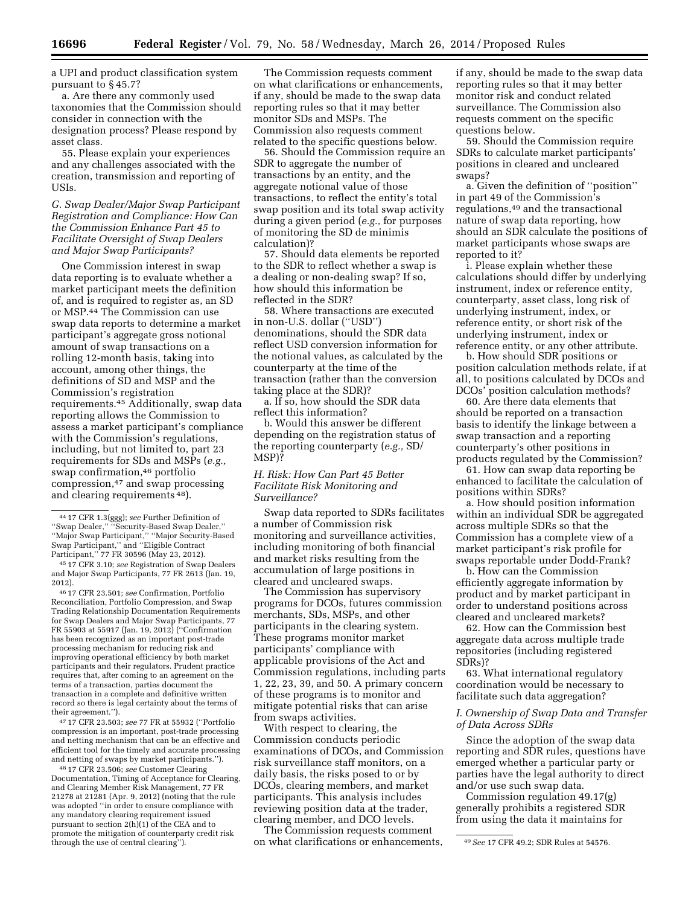a UPI and product classification system pursuant to § 45.7?

a. Are there any commonly used taxonomies that the Commission should consider in connection with the designation process? Please respond by asset class.

55. Please explain your experiences and any challenges associated with the creation, transmission and reporting of USIs.

### *G. Swap Dealer/Major Swap Participant Registration and Compliance: How Can the Commission Enhance Part 45 to Facilitate Oversight of Swap Dealers and Major Swap Participants?*

One Commission interest in swap data reporting is to evaluate whether a market participant meets the definition of, and is required to register as, an SD or MSP.[44] The Commission can use swap data reports to determine a market participant's aggregate gross notional amount of swap transactions on a rolling 12-month basis, taking into account, among other things, the definitions of SD and MSP and the Commission's registration requirements.[45] Additionally, swap data reporting allows the Commission to assess a market participant's compliance with the Commission's regulations, including, but not limited to, part 23 requirements for SDs and MSPs (*e.g.,* swap confirmation,[46] portfolio compression,[47] and swap processing and clearing requirements [48]).

The Commission requests comment on what clarifications or enhancements, if any, should be made to the swap data reporting rules so that it may better monitor SDs and MSPs. The Commission also requests comment related to the specific questions below.

56. Should the Commission require an SDR to aggregate the number of transactions by an entity, and the aggregate notional value of those transactions, to reflect the entity's total swap position and its total swap activity during a given period (*e.g.,* for purposes of monitoring the SD de minimis calculation)?

57. Should data elements be reported to the SDR to reflect whether a swap is a dealing or non-dealing swap? If so, how should this information be reflected in the SDR?

58. Where transactions are executed in non-U.S. dollar (''USD'') denominations, should the SDR data reflect USD conversion information for the notional values, as calculated by the counterparty at the time of the transaction (rather than the conversion taking place at the SDR)?

a. If so, how should the SDR data reflect this information?

b. Would this answer be different depending on the registration status of the reporting counterparty (*e.g.,* SD/MSP)?

### *H. Risk: How Can Part 45 Better Facilitate Risk Monitoring and Surveillance?*

Swap data reported to SDRs facilitates a number of Commission risk monitoring and surveillance activities, including monitoring of both financial and market risks resulting from the accumulation of large positions in cleared and uncleared swaps.

The Commission has supervisory programs for DCOs, futures commission merchants, SDs, MSPs, and other participants in the clearing system. These programs monitor market participants' compliance with applicable provisions of the Act and Commission regulations, including parts 1, 22, 23, 39, and 50. A primary concern of these programs is to monitor and mitigate potential risks that can arise from swaps activities.

With respect to clearing, the Commission conducts periodic examinations of DCOs, and Commission risk surveillance staff monitors, on a daily basis, the risks posed to or by DCOs, clearing members, and market participants. This analysis includes reviewing position data at the trader, clearing member, and DCO levels.

The Commission requests comment on what clarifications or enhancements, if any, should be made to the swap data reporting rules so that it may better monitor risk and conduct related surveillance. The Commission also requests comment on the specific questions below.

59. Should the Commission require SDRs to calculate market participants' positions in cleared and uncleared swaps?

a. Given the definition of ''position'' in part 49 of the Commission's regulations,[49] and the transactional nature of swap data reporting, how should an SDR calculate the positions of market participants whose swaps are reported to it?

i. Please explain whether these calculations should differ by underlying instrument, index or reference entity, counterparty, asset class, long risk of underlying instrument, index, or reference entity, or short risk of the underlying instrument, index or reference entity, or any other attribute.

b. How should SDR positions or position calculation methods relate, if at all, to positions calculated by DCOs and DCOs' position calculation methods?

60. Are there data elements that should be reported on a transaction basis to identify the linkage between a swap transaction and a reporting counterparty's other positions in products regulated by the Commission?

61. How can swap data reporting be enhanced to facilitate the calculation of positions within SDRs?

a. How should position information within an individual SDR be aggregated across multiple SDRs so that the Commission has a complete view of a market participant's risk profile for swaps reportable under Dodd-Frank?

b. How can the Commission efficiently aggregate information by product and by market participant in order to understand positions across cleared and uncleared markets?

62. How can the Commission best aggregate data across multiple trade repositories (including registered SDRs)?

63. What international regulatory coordination would be necessary to facilitate such data aggregation?

### *I. Ownership of Swap Data and Transfer of Data Across SDRs*

Since the adoption of the swap data reporting and SDR rules, questions have emerged whether a particular party or parties have the legal authority to direct and/or use such swap data.

Commission regulation 49.17(g) generally prohibits a registered SDR from using the data it maintains for

---

[44] 17 CFR 1.3(ggg); *see* Further Definition of ''Swap Dealer,'' ''Security-Based Swap Dealer,'' ''Major Swap Participant,'' ''Major Security-Based Swap Participant,'' and ''Eligible Contract Participant,'' 77 FR 30596 (May 23, 2012).

[45] 17 CFR 3.10; *see* Registration of Swap Dealers and Major Swap Participants, 77 FR 2613 (Jan. 19, 2012).

[46] 17 CFR 23.501; *see* Confirmation, Portfolio Reconciliation, Portfolio Compression, and Swap Trading Relationship Documentation Requirements for Swap Dealers and Major Swap Participants, 77 FR 55903 at 55917 (Jan. 19, 2012) (''Confirmation has been recognized as an important post-trade processing mechanism for reducing risk and improving operational efficiency by both market participants and their regulators. Prudent practice requires that, after coming to an agreement on the terms of a transaction, parties document the transaction in a complete and definitive written record so there is legal certainty about the terms of their agreement.'').

[47] 17 CFR 23.503; *see* 77 FR at 55932 (''Portfolio compression is an important, post-trade processing and netting mechanism that can be an effective and efficient tool for the timely and accurate processing and netting of swaps by market participants.'').

[48] 17 CFR 23.506; *see* Customer Clearing Documentation, Timing of Acceptance for Clearing, and Clearing Member Risk Management, 77 FR 21278 at 21281 (Apr. 9, 2012) (noting that the rule was adopted ''in order to ensure compliance with any mandatory clearing requirement issued pursuant to section 2(h)(1) of the CEA and to promote the mitigation of counterparty credit risk through the use of central clearing'').

[49] *See* 17 CFR 49.2; SDR Rules at 54576.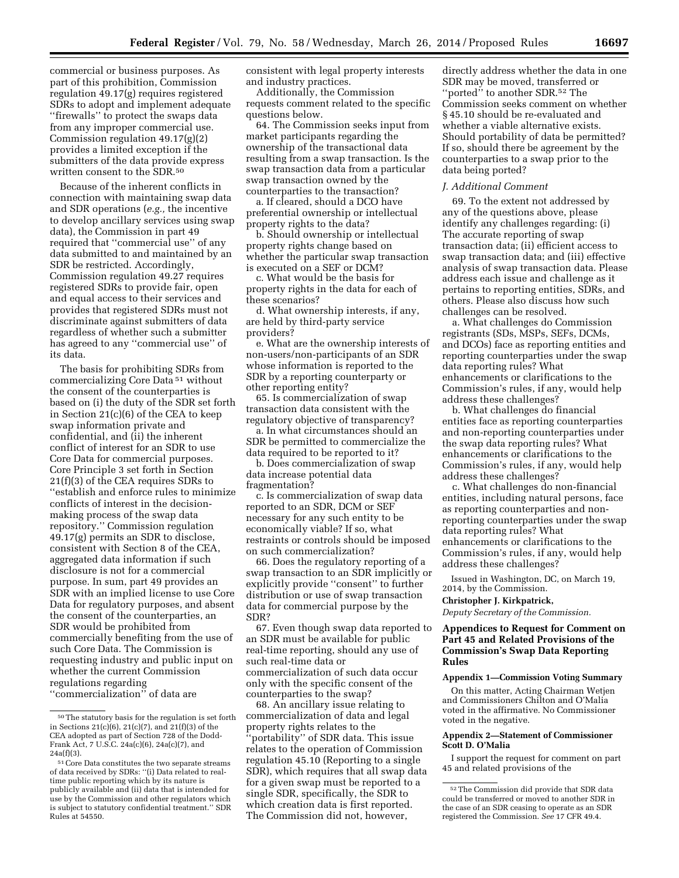commercial or business purposes. As part of this prohibition, Commission regulation 49.17(g) requires registered SDRs to adopt and implement adequate ''firewalls'' to protect the swaps data from any improper commercial use. Commission regulation 49.17(g)(2) provides a limited exception if the submitters of the data provide express written consent to the SDR.[50]

Because of the inherent conflicts in connection with maintaining swap data and SDR operations (*e.g.,* the incentive to develop ancillary services using swap data), the Commission in part 49 required that ''commercial use'' of any data submitted to and maintained by an SDR be restricted. Accordingly, Commission regulation 49.27 requires registered SDRs to provide fair, open and equal access to their services and provides that registered SDRs must not discriminate against submitters of data regardless of whether such a submitter has agreed to any ''commercial use'' of its data.

The basis for prohibiting SDRs from commercializing Core Data[51] without the consent of the counterparties is based on (i) the duty of the SDR set forth in Section 21(c)(6) of the CEA to keep swap information private and confidential, and (ii) the inherent conflict of interest for an SDR to use Core Data for commercial purposes. Core Principle 3 set forth in Section 21(f)(3) of the CEA requires SDRs to ''establish and enforce rules to minimize conflicts of interest in the decision-making process of the swap data repository.'' Commission regulation 49.17(g) permits an SDR to disclose, consistent with Section 8 of the CEA, aggregated data information if such disclosure is not for a commercial purpose. In sum, part 49 provides an SDR with an implied license to use Core Data for regulatory purposes, and absent the consent of the counterparties, an SDR would be prohibited from commercially benefiting from the use of such Core Data. The Commission is requesting industry and public input on whether the current Commission regulations regarding ''commercialization'' of data are consistent with legal property interests and industry practices.

Additionally, the Commission requests comment related to the specific questions below.

64. The Commission seeks input from market participants regarding the ownership of the transactional data resulting from a swap transaction. Is the swap transaction data from a particular swap transaction owned by the counterparties to the transaction?

a. If cleared, should a DCO have preferential ownership or intellectual property rights to the data?

b. Should ownership or intellectual property rights change based on whether the particular swap transaction is executed on a SEF or DCM?

c. What would be the basis for property rights in the data for each of these scenarios?

d. What ownership interests, if any, are held by third-party service providers?

e. What are the ownership interests of non-users/non-participants of an SDR whose information is reported to the SDR by a reporting counterparty or other reporting entity?

65. Is commercialization of swap transaction data consistent with the regulatory objective of transparency?

a. In what circumstances should an SDR be permitted to commercialize the data required to be reported to it?

b. Does commercialization of swap data increase potential data fragmentation?

c. Is commercialization of swap data reported to an SDR, DCM or SEF necessary for any such entity to be economically viable? If so, what restraints or controls should be imposed on such commercialization?

66. Does the regulatory reporting of a swap transaction to an SDR implicitly or explicitly provide ''consent'' to further distribution or use of swap transaction data for commercial purpose by the SDR?

67. Even though swap data reported to an SDR must be available for public real-time reporting, should any use of such real-time data or commercialization of such data occur only with the specific consent of the counterparties to the swap?

68. An ancillary issue relating to commercialization of data and legal property rights relates to the ''portability'' of SDR data. This issue relates to the operation of Commission regulation 45.10 (Reporting to a single SDR), which requires that all swap data for a given swap must be reported to a single SDR, specifically, the SDR to which creation data is first reported. The Commission did not, however, directly address whether the data in one SDR may be moved, transferred or ''ported'' to another SDR.[52] The Commission seeks comment on whether § 45.10 should be re-evaluated and whether a viable alternative exists. Should portability of data be permitted? If so, should there be agreement by the counterparties to a swap prior to the data being ported?

### *J. Additional Comment*

69. To the extent not addressed by any of the questions above, please identify any challenges regarding: (i) The accurate reporting of swap transaction data; (ii) efficient access to swap transaction data; and (iii) effective analysis of swap transaction data. Please address each issue and challenge as it pertains to reporting entities, SDRs, and others. Please also discuss how such challenges can be resolved.

a. What challenges do Commission registrants (SDs, MSPs, SEFs, DCMs, and DCOs) face as reporting entities and reporting counterparties under the swap data reporting rules? What enhancements or clarifications to the Commission's rules, if any, would help address these challenges?

b. What challenges do financial entities face as reporting counterparties and non-reporting counterparties under the swap data reporting rules? What enhancements or clarifications to the Commission's rules, if any, would help address these challenges?

c. What challenges do non-financial entities, including natural persons, face as reporting counterparties and non-reporting counterparties under the swap data reporting rules? What enhancements or clarifications to the Commission's rules, if any, would help address these challenges?

Issued in Washington, DC, on March 19, 2014, by the Commission.

**Christopher J. Kirkpatrick,**

*Deputy Secretary of the Commission.*

## Appendices to Request for Comment on Part 45 and Related Provisions of the Commission's Swap Data Reporting Rules

### Appendix 1—Commission Voting Summary

On this matter, Acting Chairman Wetjen and Commissioners Chilton and O'Malia voted in the affirmative. No Commissioner voted in the negative.

### Appendix 2—Statement of Commissioner Scott D. O'Malia

I support the request for comment on part 45 and related provisions of the

---

[50] The statutory basis for the regulation is set forth in Sections 21(c)(6), 21(c)(7), and 21(f)(3) of the CEA adopted as part of Section 728 of the Dodd-Frank Act, 7 U.S.C. 24a(c)(6), 24a(c)(7), and 24a(f)(3).

[51] Core Data constitutes the two separate streams of data received by SDRs: ''(i) Data related to real-time public reporting which by its nature is publicly available and (ii) data that is intended for use by the Commission and other regulators which is subject to statutory confidential treatment.'' SDR Rules at 54550.

[52] The Commission did provide that SDR data could be transferred or moved to another SDR in the case of an SDR ceasing to operate as an SDR registered the Commission. *See* 17 CFR 49.4.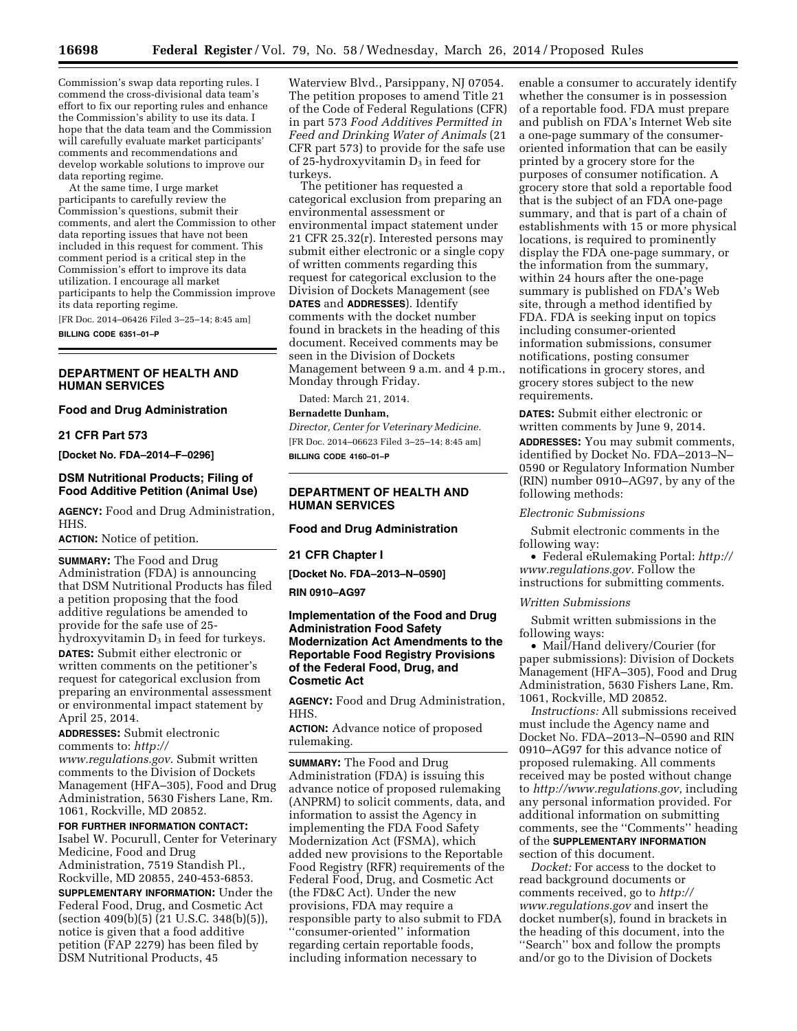Commission's swap data reporting rules. I commend the cross-divisional data team's effort to fix our reporting rules and enhance the Commission's ability to use its data. I hope that the data team and the Commission will carefully evaluate market participants' comments and recommendations and develop workable solutions to improve our data reporting regime.

At the same time, I urge market participants to carefully review the Commission's questions, submit their comments, and alert the Commission to other data reporting issues that have not been included in this request for comment. This comment period is a critical step in the Commission's effort to improve its data utilization. I encourage all market participants to help the Commission improve its data reporting regime.

[FR Doc. 2014–06426 Filed 3–25–14; 8:45 am]

**BILLING CODE 6351–01–P**

## DEPARTMENT OF HEALTH AND HUMAN SERVICES

### Food and Drug Administration

### 21 CFR Part 573

**[Docket No. FDA–2014–F–0296]**

### DSM Nutritional Products; Filing of Food Additive Petition (Animal Use)

**AGENCY:** Food and Drug Administration, HHS.

**ACTION:** Notice of petition.

**SUMMARY:** The Food and Drug Administration (FDA) is announcing that DSM Nutritional Products has filed a petition proposing that the food additive regulations be amended to provide for the safe use of 25-hydroxyvitamin $D_3$ in feed for turkeys.

**DATES:** Submit either electronic or written comments on the petitioner's request for categorical exclusion from preparing an environmental assessment or environmental impact statement by April 25, 2014.

**ADDRESSES:** Submit electronic comments to: *http://www.regulations.gov*. Submit written comments to the Division of Dockets Management (HFA–305), Food and Drug Administration, 5630 Fishers Lane, Rm. 1061, Rockville, MD 20852.

**FOR FURTHER INFORMATION CONTACT:** Isabel W. Pocurull, Center for Veterinary Medicine, Food and Drug Administration, 7519 Standish Pl., Rockville, MD 20855, 240-453-6853.

**SUPPLEMENTARY INFORMATION:** Under the Federal Food, Drug, and Cosmetic Act (section 409(b)(5) (21 U.S.C. 348(b)(5)), notice is given that a food additive petition (FAP 2279) has been filed by DSM Nutritional Products, 45 Waterview Blvd., Parsippany, NJ 07054. The petition proposes to amend Title 21 of the Code of Federal Regulations (CFR) in part 573 *Food Additives Permitted in Feed and Drinking Water of Animals* (21 CFR part 573) to provide for the safe use of 25-hydroxyvitamin $D_3$ in feed for turkeys.

The petitioner has requested a categorical exclusion from preparing an environmental assessment or environmental impact statement under 21 CFR 25.32(r). Interested persons may submit either electronic or a single copy of written comments regarding this request for categorical exclusion to the Division of Dockets Management (see **DATES** and **ADDRESSES**). Identify comments with the docket number found in brackets in the heading of this document. Received comments may be seen in the Division of Dockets Management between 9 a.m. and 4 p.m., Monday through Friday.

Dated: March 21, 2014.

**Bernadette Dunham,**

*Director, Center for Veterinary Medicine.*

[FR Doc. 2014–06623 Filed 3–25–14; 8:45 am]

**BILLING CODE 4160–01–P**

## DEPARTMENT OF HEALTH AND HUMAN SERVICES

### Food and Drug Administration

### 21 CFR Chapter I

**[Docket No. FDA–2013–N–0590]**

**RIN 0910–AG97**

### Implementation of the Food and Drug Administration Food Safety Modernization Act Amendments to the Reportable Food Registry Provisions of the Federal Food, Drug, and Cosmetic Act

**AGENCY:** Food and Drug Administration, HHS.

**ACTION:** Advance notice of proposed rulemaking.

**SUMMARY:** The Food and Drug Administration (FDA) is issuing this advance notice of proposed rulemaking (ANPRM) to solicit comments, data, and information to assist the Agency in implementing the FDA Food Safety Modernization Act (FSMA), which added new provisions to the Reportable Food Registry (RFR) requirements of the Federal Food, Drug, and Cosmetic Act (the FD&C Act). Under the new provisions, FDA may require a responsible party to also submit to FDA "consumer-oriented" information regarding certain reportable foods, including information necessary to enable a consumer to accurately identify whether the consumer is in possession of a reportable food. FDA must prepare and publish on FDA's Internet Web site a one-page summary of the consumer-oriented information that can be easily printed by a grocery store for the purposes of consumer notification. A grocery store that sold a reportable food that is the subject of an FDA one-page summary, and that is part of a chain of establishments with 15 or more physical locations, is required to prominently display the FDA one-page summary, or the information from the summary, within 24 hours after the one-page summary is published on FDA's Web site, through a method identified by FDA. FDA is seeking input on topics including consumer-oriented information submissions, consumer notifications, posting consumer notifications in grocery stores, and grocery stores subject to the new requirements.

**DATES:** Submit either electronic or written comments by June 9, 2014.

**ADDRESSES:** You may submit comments, identified by Docket No. FDA–2013–N–0590 or Regulatory Information Number (RIN) number 0910–AG97, by any of the following methods:

*Electronic Submissions*

Submit electronic comments in the following way:

- Federal eRulemaking Portal: *http://www.regulations.gov*. Follow the instructions for submitting comments.

*Written Submissions*

Submit written submissions in the following ways:

- Mail/Hand delivery/Courier (for paper submissions): Division of Dockets Management (HFA–305), Food and Drug Administration, 5630 Fishers Lane, Rm. 1061, Rockville, MD 20852.

*Instructions:* All submissions received must include the Agency name and Docket No. FDA–2013–N–0590 and RIN 0910–AG97 for this advance notice of proposed rulemaking. All comments received may be posted without change to *http://www.regulations.gov,* including any personal information provided. For additional information on submitting comments, see the "Comments" heading of the **SUPPLEMENTARY INFORMATION** section of this document.

*Docket:* For access to the docket to read background documents or comments received, go to *http://www.regulations.gov* and insert the docket number(s), found in brackets in the heading of this document, into the "Search" box and follow the prompts and/or go to the Division of Dockets